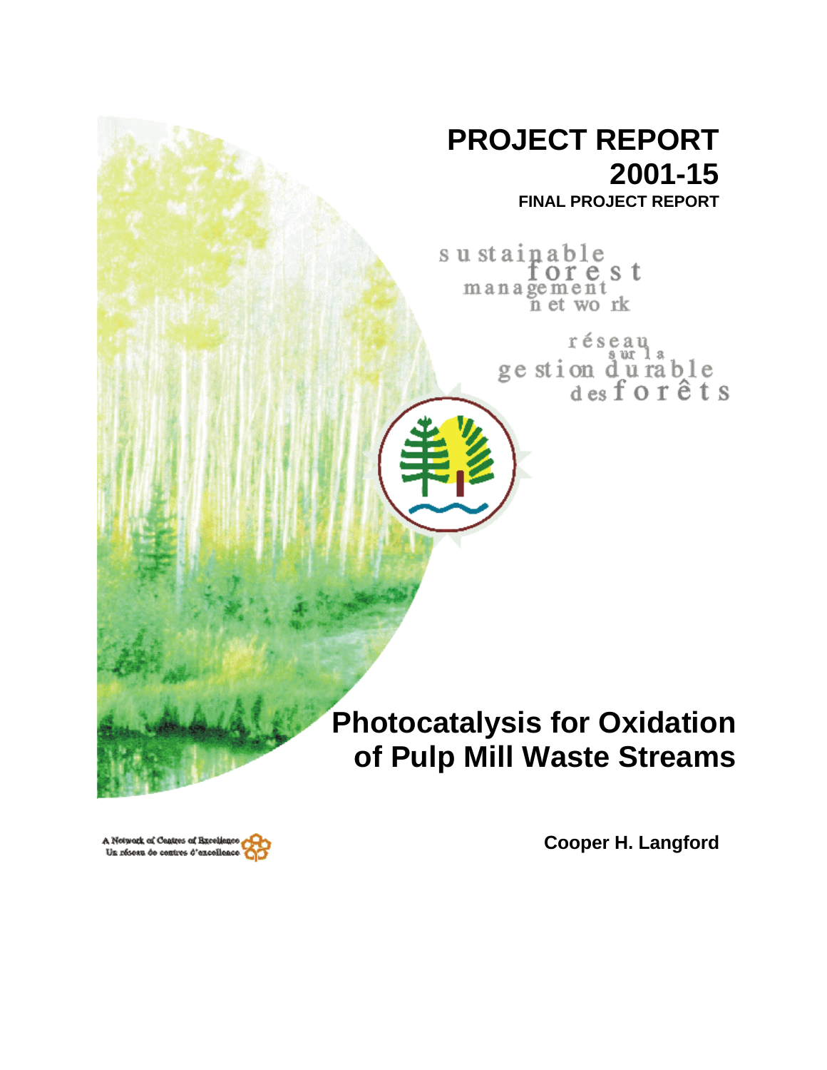# PROJECT REPORT 2001-15

**FINAL PROJECT REPORT**

sustainable forest management network

réseau sur la gestion durable des forêts

# Photocatalysis for Oxidation of Pulp Mill Waste Streams

**Cooper H. Langford**

A Network of Centres of Excellence
Un réseau de centres d'excellence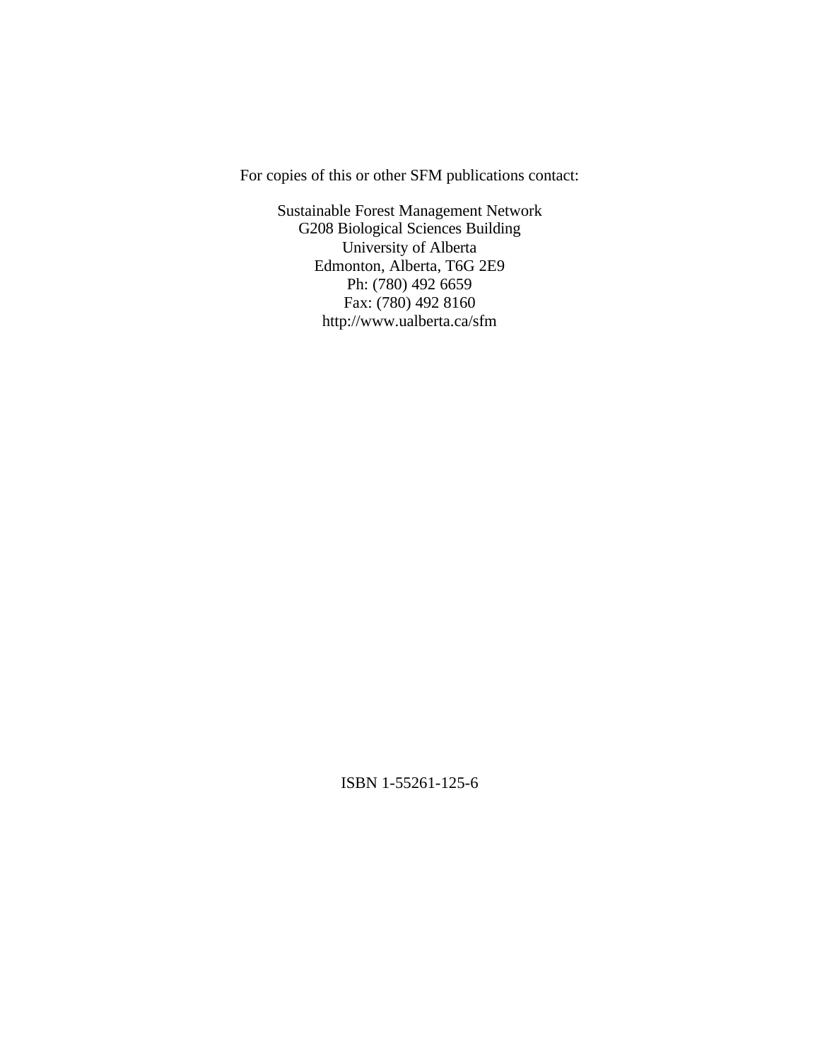For copies of this or other SFM publications contact:

Sustainable Forest Management Network
G208 Biological Sciences Building
University of Alberta
Edmonton, Alberta, T6G 2E9
Ph: (780) 492 6659
Fax: (780) 492 8160
http://www.ualberta.ca/sfm

ISBN 1-55261-125-6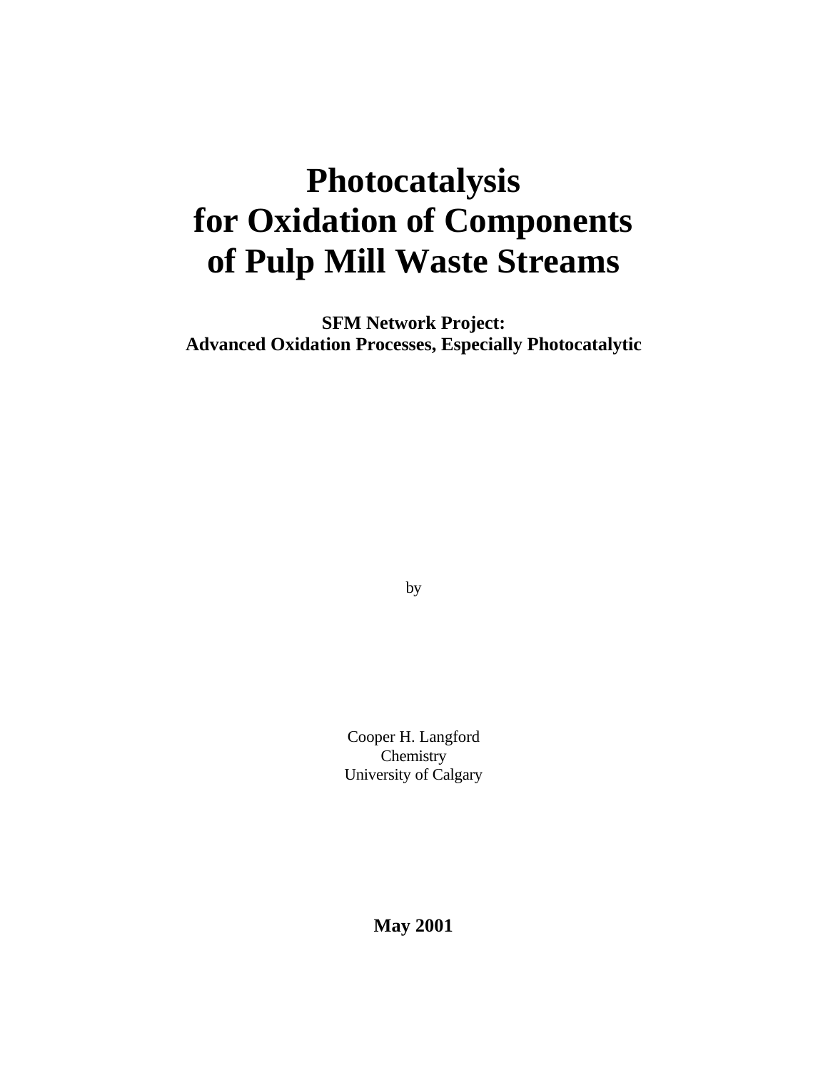# Photocatalysis for Oxidation of Components of Pulp Mill Waste Streams

**SFM Network Project: Advanced Oxidation Processes, Especially Photocatalytic**

by

Cooper H. Langford
Chemistry
University of Calgary

**May 2001**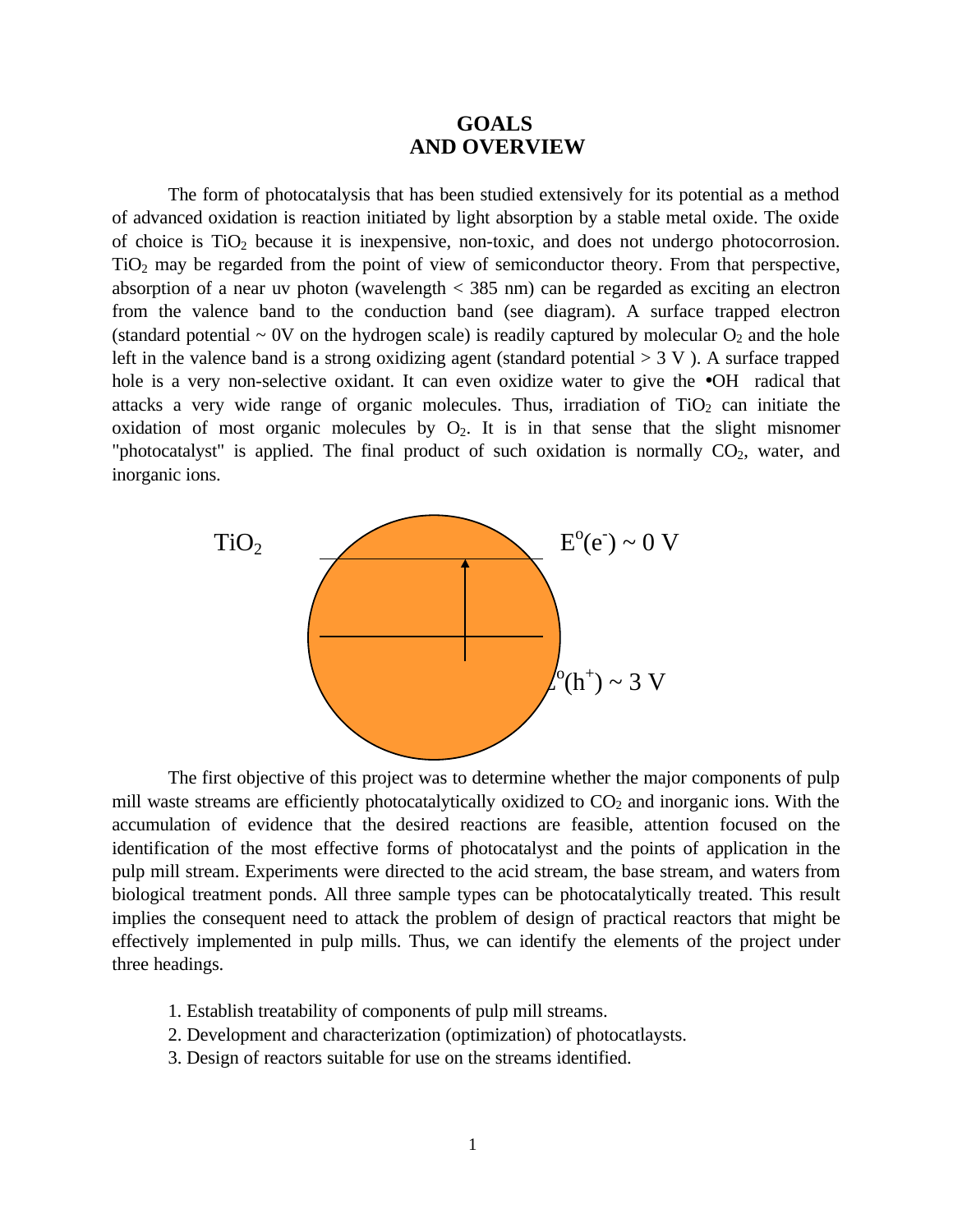# GOALS
# AND OVERVIEW

The form of photocatalysis that has been studied extensively for its potential as a method of advanced oxidation is reaction initiated by light absorption by a stable metal oxide. The oxide of choice is $TiO_2$ because it is inexpensive, non-toxic, and does not undergo photocorrosion. $TiO_2$ may be regarded from the point of view of semiconductor theory. From that perspective, absorption of a near uv photon (wavelength < 385 nm) can be regarded as exciting an electron from the valence band to the conduction band (see diagram). A surface trapped electron (standard potential ~ 0V on the hydrogen scale) is readily captured by molecular $O_2$ and the hole left in the valence band is a strong oxidizing agent (standard potential > 3 V ). A surface trapped hole is a very non-selective oxidant. It can even oxidize water to give the •OH radical that attacks a very wide range of organic molecules. Thus, irradiation of $TiO_2$ can initiate the oxidation of most organic molecules by $O_2$. It is in that sense that the slight misnomer "photocatalyst" is applied. The final product of such oxidation is normally $CO_2$, water, and inorganic ions.

$TiO_2$ $E^o(e^-) \sim 0$ V

$E^o(h^+) \sim 3$ V

The first objective of this project was to determine whether the major components of pulp mill waste streams are efficiently photocatalytically oxidized to $CO_2$ and inorganic ions. With the accumulation of evidence that the desired reactions are feasible, attention focused on the identification of the most effective forms of photocatalyst and the points of application in the pulp mill stream. Experiments were directed to the acid stream, the base stream, and waters from biological treatment ponds. All three sample types can be photocatalytically treated. This result implies the consequent need to attack the problem of design of practical reactors that might be effectively implemented in pulp mills. Thus, we can identify the elements of the project under three headings.

1. Establish treatability of components of pulp mill streams.
2. Development and characterization (optimization) of photocatlaysts.
3. Design of reactors suitable for use on the streams identified.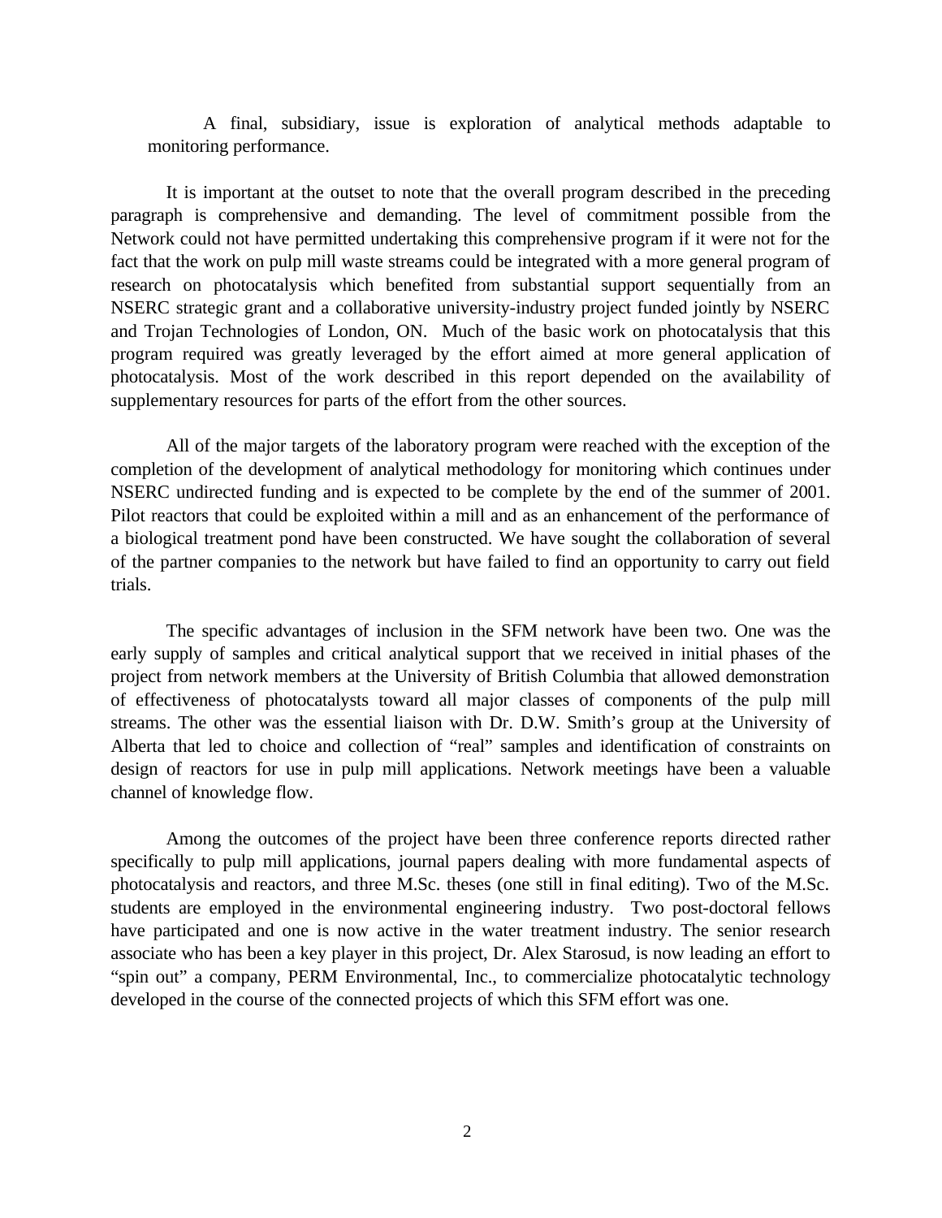A final, subsidiary, issue is exploration of analytical methods adaptable to monitoring performance.

It is important at the outset to note that the overall program described in the preceding paragraph is comprehensive and demanding. The level of commitment possible from the Network could not have permitted undertaking this comprehensive program if it were not for the fact that the work on pulp mill waste streams could be integrated with a more general program of research on photocatalysis which benefited from substantial support sequentially from an NSERC strategic grant and a collaborative university-industry project funded jointly by NSERC and Trojan Technologies of London, ON.  Much of the basic work on photocatalysis that this program required was greatly leveraged by the effort aimed at more general application of photocatalysis. Most of the work described in this report depended on the availability of supplementary resources for parts of the effort from the other sources.

All of the major targets of the laboratory program were reached with the exception of the completion of the development of analytical methodology for monitoring which continues under NSERC undirected funding and is expected to be complete by the end of the summer of 2001. Pilot reactors that could be exploited within a mill and as an enhancement of the performance of a biological treatment pond have been constructed. We have sought the collaboration of several of the partner companies to the network but have failed to find an opportunity to carry out field trials.

The specific advantages of inclusion in the SFM network have been two. One was the early supply of samples and critical analytical support that we received in initial phases of the project from network members at the University of British Columbia that allowed demonstration of effectiveness of photocatalysts toward all major classes of components of the pulp mill streams. The other was the essential liaison with Dr. D.W. Smith's group at the University of Alberta that led to choice and collection of "real" samples and identification of constraints on design of reactors for use in pulp mill applications. Network meetings have been a valuable channel of knowledge flow.

Among the outcomes of the project have been three conference reports directed rather specifically to pulp mill applications, journal papers dealing with more fundamental aspects of photocatalysis and reactors, and three M.Sc. theses (one still in final editing). Two of the M.Sc. students are employed in the environmental engineering industry.  Two post-doctoral fellows have participated and one is now active in the water treatment industry. The senior research associate who has been a key player in this project, Dr. Alex Starosud, is now leading an effort to "spin out" a company, PERM Environmental, Inc., to commercialize photocatalytic technology developed in the course of the connected projects of which this SFM effort was one.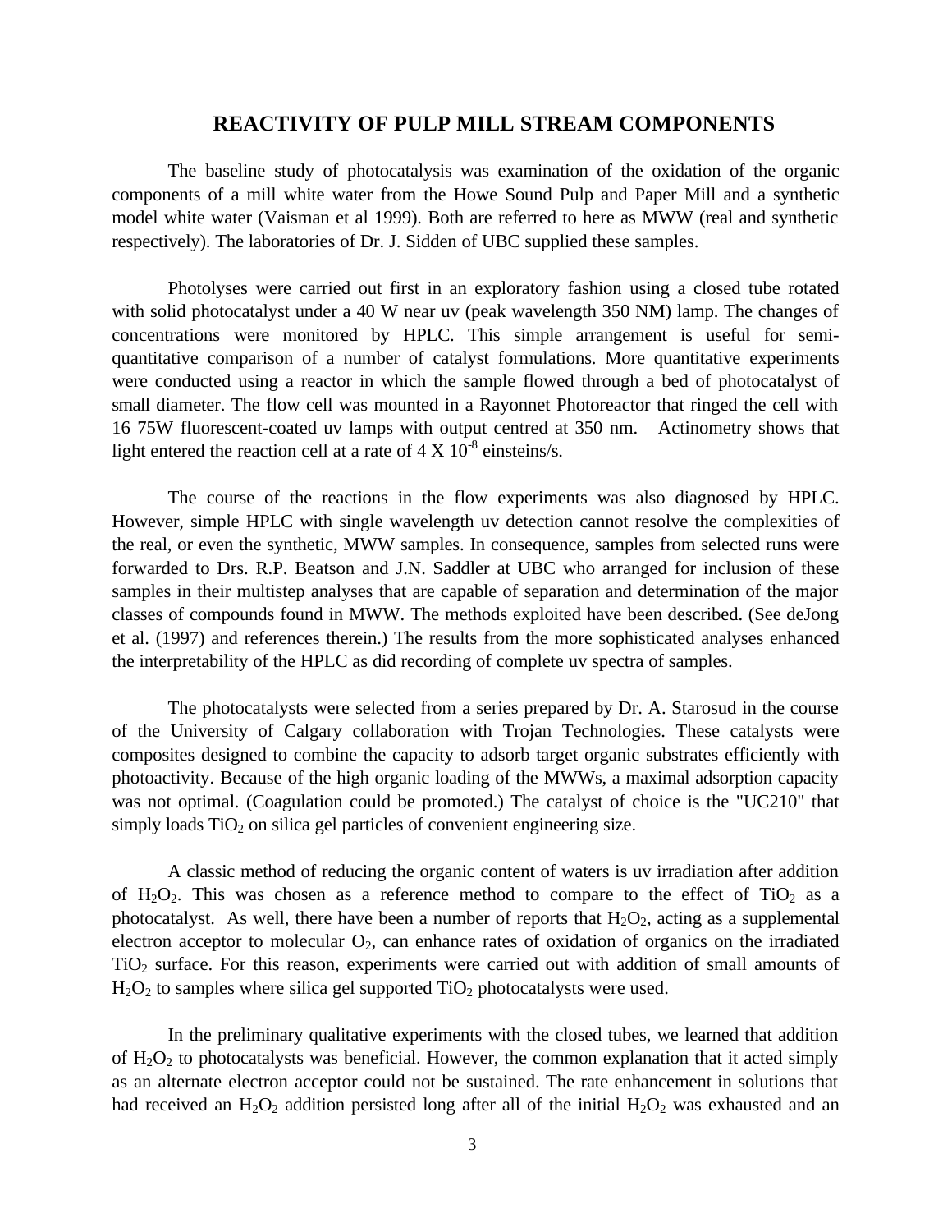## REACTIVITY OF PULP MILL STREAM COMPONENTS

The baseline study of photocatalysis was examination of the oxidation of the organic components of a mill white water from the Howe Sound Pulp and Paper Mill and a synthetic model white water (Vaisman et al 1999). Both are referred to here as MWW (real and synthetic respectively). The laboratories of Dr. J. Sidden of UBC supplied these samples.

Photolyses were carried out first in an exploratory fashion using a closed tube rotated with solid photocatalyst under a 40 W near uv (peak wavelength 350 NM) lamp. The changes of concentrations were monitored by HPLC. This simple arrangement is useful for semi-quantitative comparison of a number of catalyst formulations. More quantitative experiments were conducted using a reactor in which the sample flowed through a bed of photocatalyst of small diameter. The flow cell was mounted in a Rayonnet Photoreactor that ringed the cell with 16 75W fluorescent-coated uv lamps with output centred at 350 nm. Actinometry shows that light entered the reaction cell at a rate of $4 \times 10^{-8}$ einsteins/s.

The course of the reactions in the flow experiments was also diagnosed by HPLC. However, simple HPLC with single wavelength uv detection cannot resolve the complexities of the real, or even the synthetic, MWW samples. In consequence, samples from selected runs were forwarded to Drs. R.P. Beatson and J.N. Saddler at UBC who arranged for inclusion of these samples in their multistep analyses that are capable of separation and determination of the major classes of compounds found in MWW. The methods exploited have been described. (See deJong et al. (1997) and references therein.) The results from the more sophisticated analyses enhanced the interpretability of the HPLC as did recording of complete uv spectra of samples.

The photocatalysts were selected from a series prepared by Dr. A. Starosud in the course of the University of Calgary collaboration with Trojan Technologies. These catalysts were composites designed to combine the capacity to adsorb target organic substrates efficiently with photoactivity. Because of the high organic loading of the MWWs, a maximal adsorption capacity was not optimal. (Coagulation could be promoted.) The catalyst of choice is the "UC210" that simply loads $TiO_2$ on silica gel particles of convenient engineering size.

A classic method of reducing the organic content of waters is uv irradiation after addition of $H_2O_2$. This was chosen as a reference method to compare to the effect of $TiO_2$ as a photocatalyst. As well, there have been a number of reports that $H_2O_2$, acting as a supplemental electron acceptor to molecular $O_2$, can enhance rates of oxidation of organics on the irradiated $TiO_2$ surface. For this reason, experiments were carried out with addition of small amounts of $H_2O_2$ to samples where silica gel supported $TiO_2$ photocatalysts were used.

In the preliminary qualitative experiments with the closed tubes, we learned that addition of $H_2O_2$ to photocatalysts was beneficial. However, the common explanation that it acted simply as an alternate electron acceptor could not be sustained. The rate enhancement in solutions that had received an $H_2O_2$ addition persisted long after all of the initial $H_2O_2$ was exhausted and an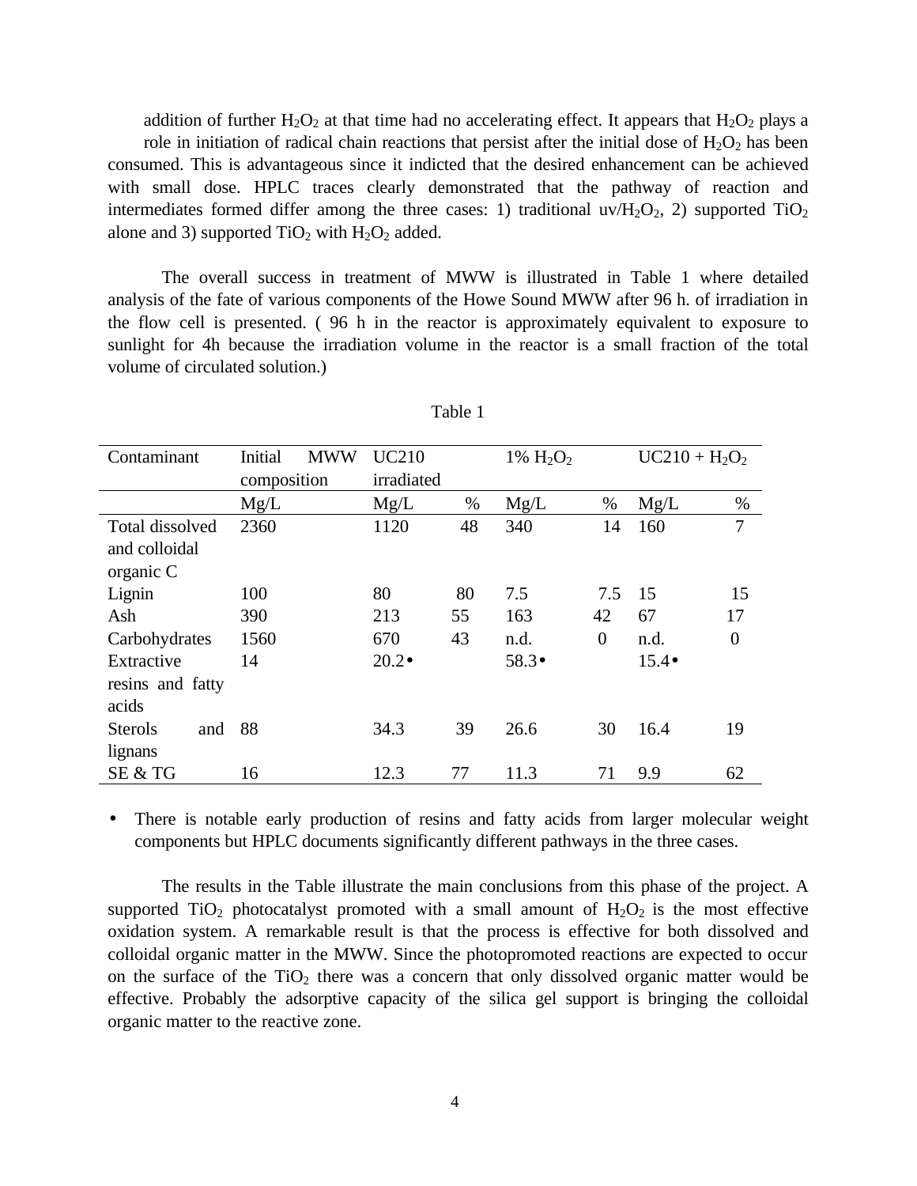addition of further $H_2O_2$ at that time had no accelerating effect. It appears that $H_2O_2$ plays a role in initiation of radical chain reactions that persist after the initial dose of $H_2O_2$ has been consumed. This is advantageous since it indicted that the desired enhancement can be achieved with small dose. HPLC traces clearly demonstrated that the pathway of reaction and intermediates formed differ among the three cases: 1) traditional uv/$H_2O_2$, 2) supported $TiO_2$ alone and 3) supported $TiO_2$ with $H_2O_2$ added.

The overall success in treatment of MWW is illustrated in Table 1 where detailed analysis of the fate of various components of the Howe Sound MWW after 96 h. of irradiation in the flow cell is presented. ( 96 h in the reactor is approximately equivalent to exposure to sunlight for 4h because the irradiation volume in the reactor is a small fraction of the total volume of circulated solution.)

Table 1

| Contaminant | Initial MWW composition | UC210 irradiated | | 1% $H_2O_2$ | | UC210 + $H_2O_2$ | |
|---|---|---|---|---|---|---|---|
| | Mg/L | Mg/L | % | Mg/L | % | Mg/L | % |
| Total dissolved and colloidal organic C | 2360 | 1120 | 48 | 340 | 14 | 160 | 7 |
| Lignin | 100 | 80 | 80 | 7.5 | 7.5 | 15 | 15 |
| Ash | 390 | 213 | 55 | 163 | 42 | 67 | 17 |
| Carbohydrates | 1560 | 670 | 43 | n.d. | 0 | n.d. | 0 |
| Extractive resins and fatty acids | 14 | 20.2• | | 58.3• | | 15.4• | |
| Sterols and lignans | 88 | 34.3 | 39 | 26.6 | 30 | 16.4 | 19 |
| SE & TG | 16 | 12.3 | 77 | 11.3 | 71 | 9.9 | 62 |

- There is notable early production of resins and fatty acids from larger molecular weight components but HPLC documents significantly different pathways in the three cases.

The results in the Table illustrate the main conclusions from this phase of the project. A supported $TiO_2$ photocatalyst promoted with a small amount of $H_2O_2$ is the most effective oxidation system. A remarkable result is that the process is effective for both dissolved and colloidal organic matter in the MWW. Since the photopromoted reactions are expected to occur on the surface of the $TiO_2$ there was a concern that only dissolved organic matter would be effective. Probably the adsorptive capacity of the silica gel support is bringing the colloidal organic matter to the reactive zone.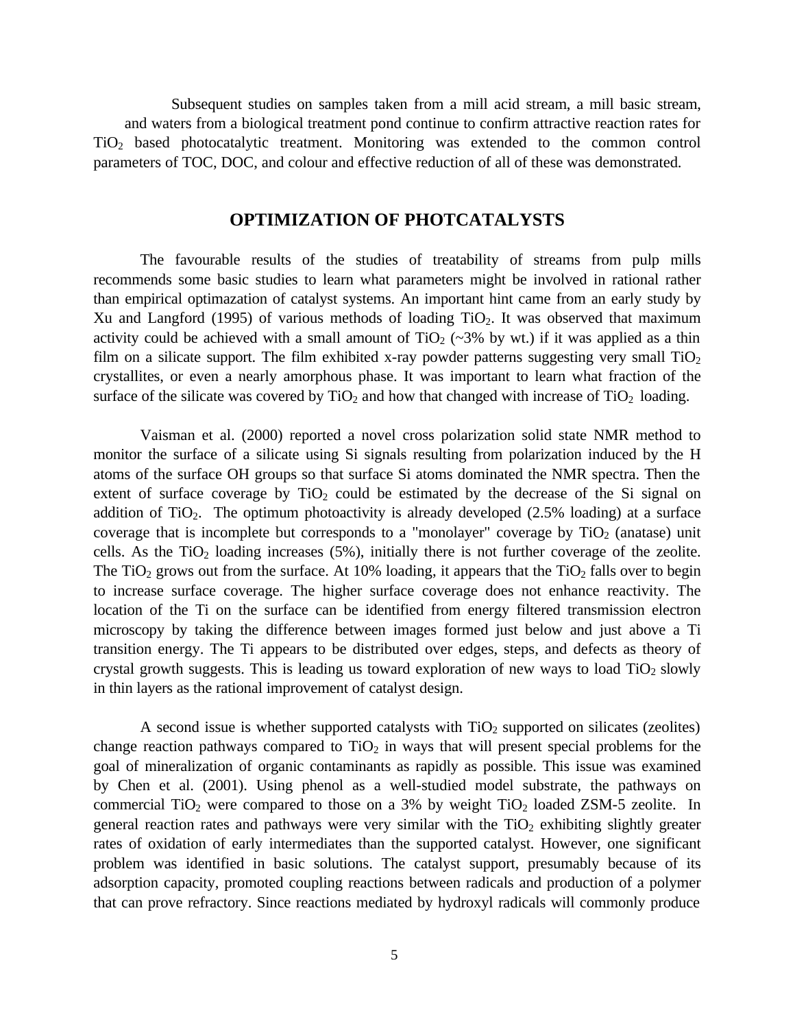Subsequent studies on samples taken from a mill acid stream, a mill basic stream, and waters from a biological treatment pond continue to confirm attractive reaction rates for $TiO_2$ based photocatalytic treatment. Monitoring was extended to the common control parameters of TOC, DOC, and colour and effective reduction of all of these was demonstrated.

## OPTIMIZATION OF PHOTCATALYSTS

The favourable results of the studies of treatability of streams from pulp mills recommends some basic studies to learn what parameters might be involved in rational rather than empirical optimazation of catalyst systems. An important hint came from an early study by Xu and Langford (1995) of various methods of loading $TiO_2$. It was observed that maximum activity could be achieved with a small amount of $TiO_2$ (~3% by wt.) if it was applied as a thin film on a silicate support. The film exhibited x-ray powder patterns suggesting very small $TiO_2$ crystallites, or even a nearly amorphous phase. It was important to learn what fraction of the surface of the silicate was covered by $TiO_2$ and how that changed with increase of $TiO_2$ loading.

Vaisman et al. (2000) reported a novel cross polarization solid state NMR method to monitor the surface of a silicate using Si signals resulting from polarization induced by the H atoms of the surface OH groups so that surface Si atoms dominated the NMR spectra. Then the extent of surface coverage by $TiO_2$ could be estimated by the decrease of the Si signal on addition of $TiO_2$. The optimum photoactivity is already developed (2.5% loading) at a surface coverage that is incomplete but corresponds to a "monolayer" coverage by $TiO_2$ (anatase) unit cells. As the $TiO_2$ loading increases (5%), initially there is not further coverage of the zeolite. The $TiO_2$ grows out from the surface. At 10% loading, it appears that the $TiO_2$ falls over to begin to increase surface coverage. The higher surface coverage does not enhance reactivity. The location of the Ti on the surface can be identified from energy filtered transmission electron microscopy by taking the difference between images formed just below and just above a Ti transition energy. The Ti appears to be distributed over edges, steps, and defects as theory of crystal growth suggests. This is leading us toward exploration of new ways to load $TiO_2$ slowly in thin layers as the rational improvement of catalyst design.

A second issue is whether supported catalysts with $TiO_2$ supported on silicates (zeolites) change reaction pathways compared to $TiO_2$ in ways that will present special problems for the goal of mineralization of organic contaminants as rapidly as possible. This issue was examined by Chen et al. (2001). Using phenol as a well-studied model substrate, the pathways on commercial $TiO_2$ were compared to those on a 3% by weight $TiO_2$ loaded ZSM-5 zeolite. In general reaction rates and pathways were very similar with the $TiO_2$ exhibiting slightly greater rates of oxidation of early intermediates than the supported catalyst. However, one significant problem was identified in basic solutions. The catalyst support, presumably because of its adsorption capacity, promoted coupling reactions between radicals and production of a polymer that can prove refractory. Since reactions mediated by hydroxyl radicals will commonly produce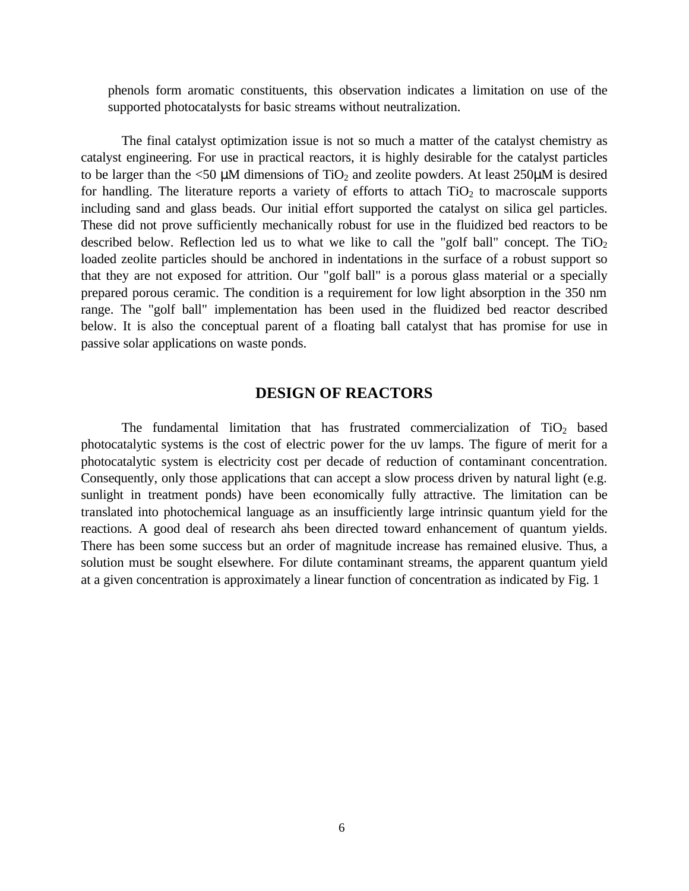phenols form aromatic constituents, this observation indicates a limitation on use of the supported photocatalysts for basic streams without neutralization.

The final catalyst optimization issue is not so much a matter of the catalyst chemistry as catalyst engineering. For use in practical reactors, it is highly desirable for the catalyst particles to be larger than the <50 μM dimensions of $TiO_2$ and zeolite powders. At least 250μM is desired for handling. The literature reports a variety of efforts to attach $TiO_2$ to macroscale supports including sand and glass beads. Our initial effort supported the catalyst on silica gel particles. These did not prove sufficiently mechanically robust for use in the fluidized bed reactors to be described below. Reflection led us to what we like to call the "golf ball" concept. The $TiO_2$ loaded zeolite particles should be anchored in indentations in the surface of a robust support so that they are not exposed for attrition. Our "golf ball" is a porous glass material or a specially prepared porous ceramic. The condition is a requirement for low light absorption in the 350 nm range. The "golf ball" implementation has been used in the fluidized bed reactor described below. It is also the conceptual parent of a floating ball catalyst that has promise for use in passive solar applications on waste ponds.

## DESIGN OF REACTORS

The fundamental limitation that has frustrated commercialization of $TiO_2$ based photocatalytic systems is the cost of electric power for the uv lamps. The figure of merit for a photocatalytic system is electricity cost per decade of reduction of contaminant concentration. Consequently, only those applications that can accept a slow process driven by natural light (e.g. sunlight in treatment ponds) have been economically fully attractive. The limitation can be translated into photochemical language as an insufficiently large intrinsic quantum yield for the reactions. A good deal of research ahs been directed toward enhancement of quantum yields. There has been some success but an order of magnitude increase has remained elusive. Thus, a solution must be sought elsewhere. For dilute contaminant streams, the apparent quantum yield at a given concentration is approximately a linear function of concentration as indicated by Fig. 1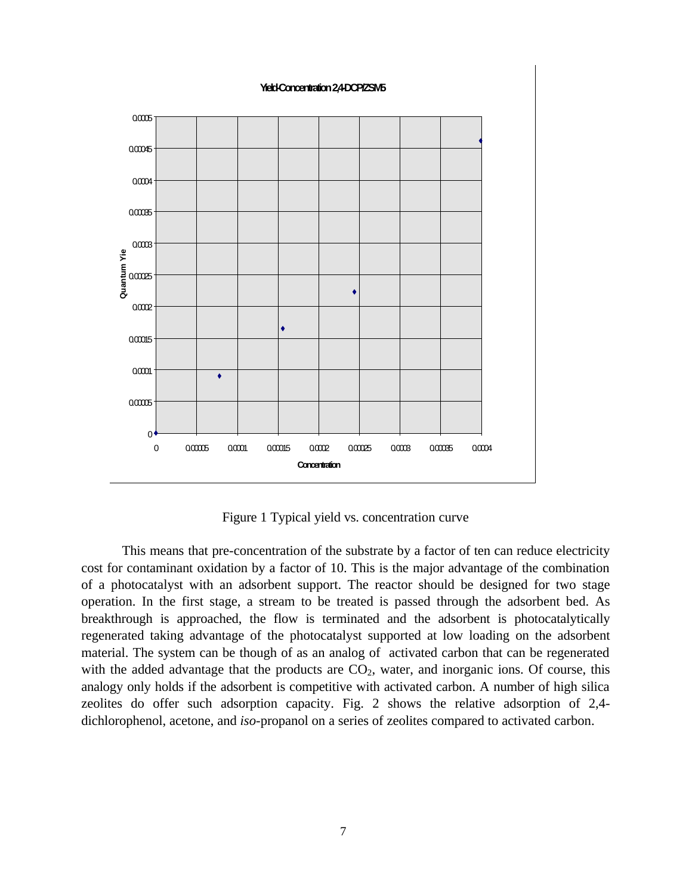Figure 1 Typical yield vs. concentration curve

This means that pre-concentration of the substrate by a factor of ten can reduce electricity cost for contaminant oxidation by a factor of 10. This is the major advantage of the combination of a photocatalyst with an adsorbent support. The reactor should be designed for two stage operation. In the first stage, a stream to be treated is passed through the adsorbent bed. As breakthrough is approached, the flow is terminated and the adsorbent is photocatalytically regenerated taking advantage of the photocatalyst supported at low loading on the adsorbent material. The system can be though of as an analog of activated carbon that can be regenerated with the added advantage that the products are $CO_2$, water, and inorganic ions. Of course, this analogy only holds if the adsorbent is competitive with activated carbon. A number of high silica zeolites do offer such adsorption capacity. Fig. 2 shows the relative adsorption of 2,4-dichlorophenol, acetone, and *iso*-propanol on a series of zeolites compared to activated carbon.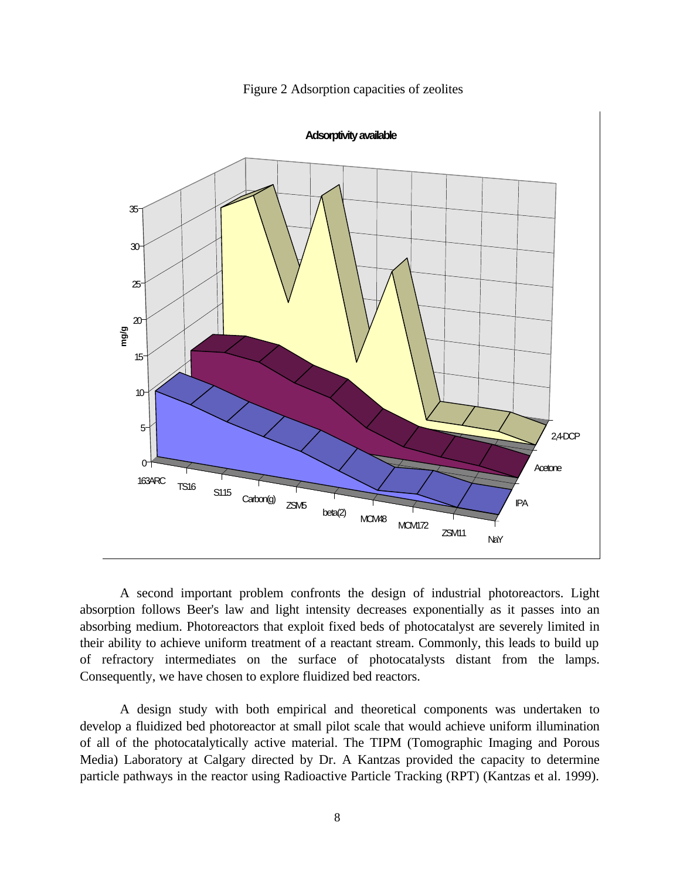Figure 2 Adsorption capacities of zeolites

A second important problem confronts the design of industrial photoreactors. Light absorption follows Beer's law and light intensity decreases exponentially as it passes into an absorbing medium. Photoreactors that exploit fixed beds of photocatalyst are severely limited in their ability to achieve uniform treatment of a reactant stream. Commonly, this leads to build up of refractory intermediates on the surface of photocatalysts distant from the lamps. Consequently, we have chosen to explore fluidized bed reactors.

A design study with both empirical and theoretical components was undertaken to develop a fluidized bed photoreactor at small pilot scale that would achieve uniform illumination of all of the photocatalytically active material. The TIPM (Tomographic Imaging and Porous Media) Laboratory at Calgary directed by Dr. A Kantzas provided the capacity to determine particle pathways in the reactor using Radioactive Particle Tracking (RPT) (Kantzas et al. 1999).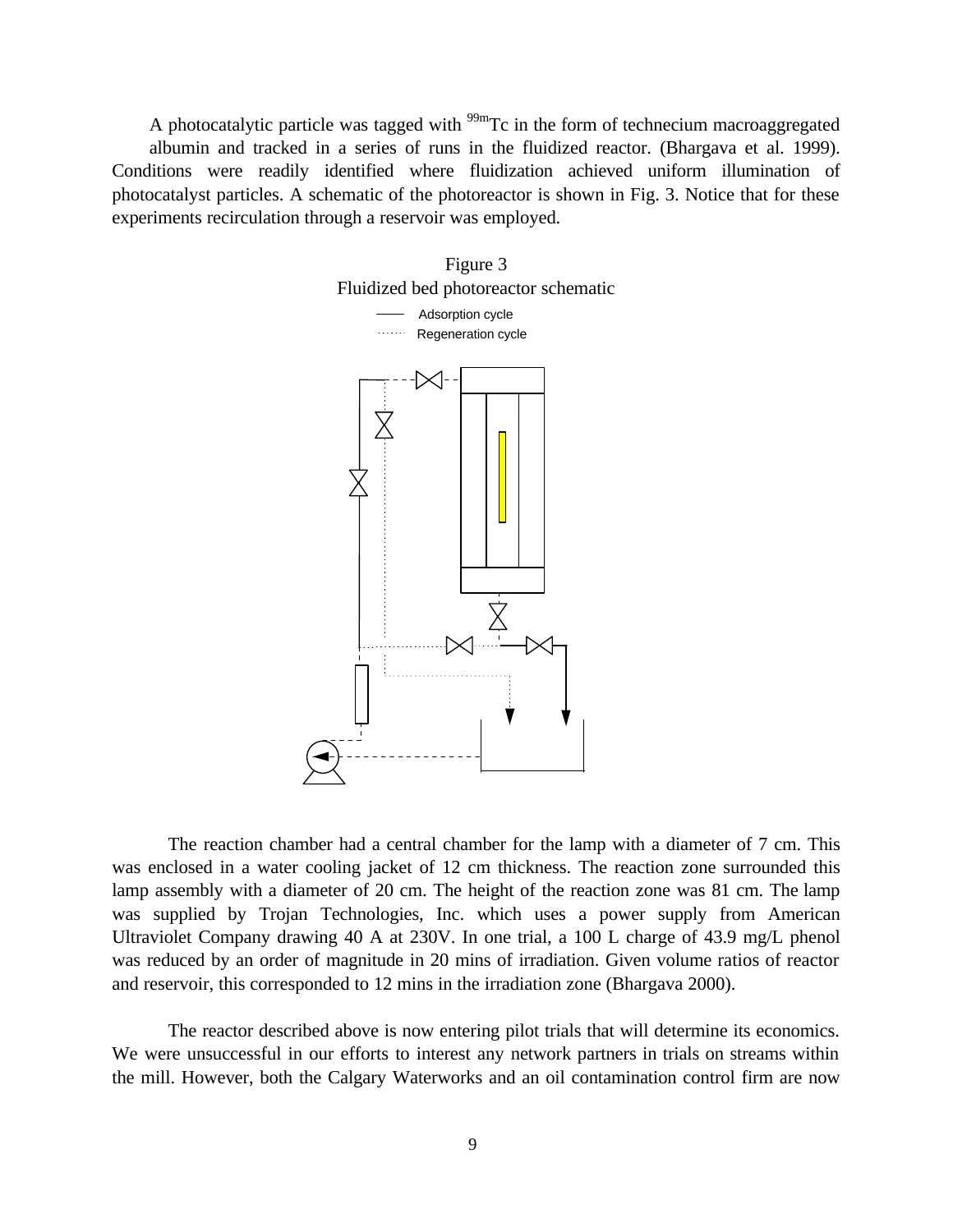A photocatalytic particle was tagged with $^{99m}$Tc in the form of technecium macroaggregated albumin and tracked in a series of runs in the fluidized reactor. (Bhargava et al. 1999). Conditions were readily identified where fluidization achieved uniform illumination of photocatalyst particles. A schematic of the photoreactor is shown in Fig. 3. Notice that for these experiments recirculation through a reservoir was employed.

Figure 3
Fluidized bed photoreactor schematic

—— Adsorption cycle
······ Regeneration cycle

The reaction chamber had a central chamber for the lamp with a diameter of 7 cm. This was enclosed in a water cooling jacket of 12 cm thickness. The reaction zone surrounded this lamp assembly with a diameter of 20 cm. The height of the reaction zone was 81 cm. The lamp was supplied by Trojan Technologies, Inc. which uses a power supply from American Ultraviolet Company drawing 40 A at 230V. In one trial, a 100 L charge of 43.9 mg/L phenol was reduced by an order of magnitude in 20 mins of irradiation. Given volume ratios of reactor and reservoir, this corresponded to 12 mins in the irradiation zone (Bhargava 2000).

The reactor described above is now entering pilot trials that will determine its economics. We were unsuccessful in our efforts to interest any network partners in trials on streams within the mill. However, both the Calgary Waterworks and an oil contamination control firm are now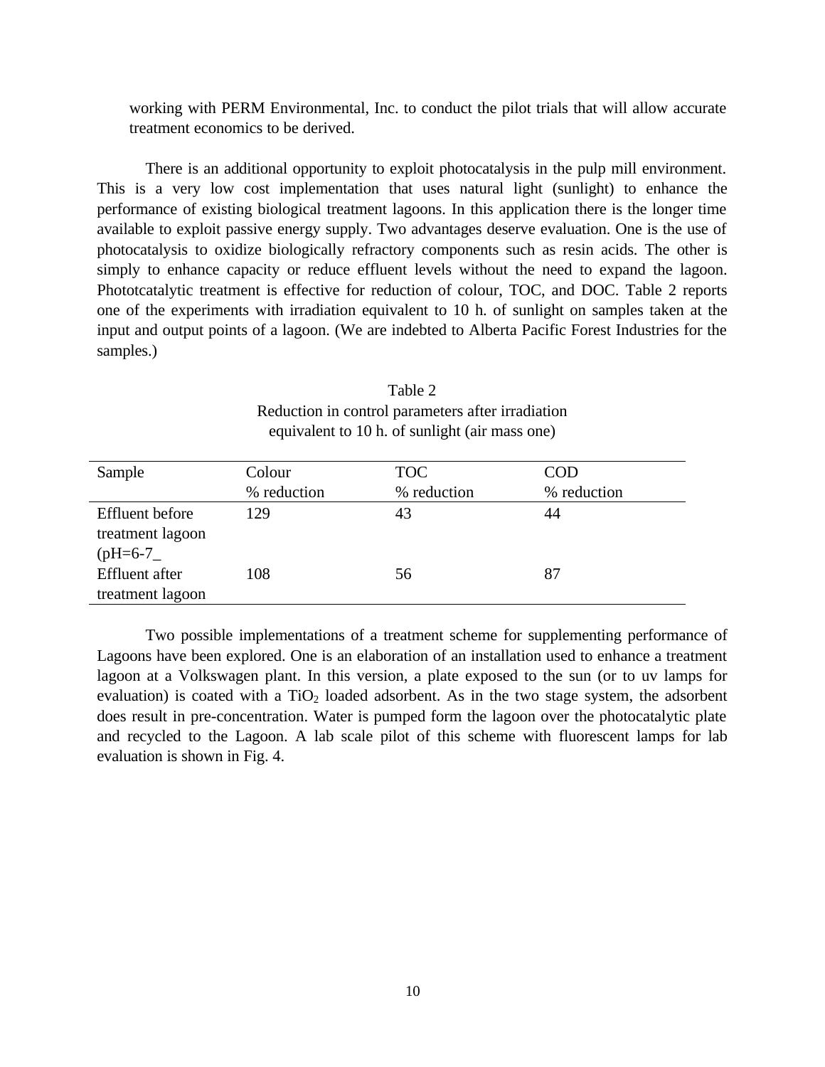working with PERM Environmental, Inc. to conduct the pilot trials that will allow accurate treatment economics to be derived.

There is an additional opportunity to exploit photocatalysis in the pulp mill environment. This is a very low cost implementation that uses natural light (sunlight) to enhance the performance of existing biological treatment lagoons. In this application there is the longer time available to exploit passive energy supply. Two advantages deserve evaluation. One is the use of photocatalysis to oxidize biologically refractory components such as resin acids. The other is simply to enhance capacity or reduce effluent levels without the need to expand the lagoon. Phototcatalytic treatment is effective for reduction of colour, TOC, and DOC. Table 2 reports one of the experiments with irradiation equivalent to 10 h. of sunlight on samples taken at the input and output points of a lagoon. (We are indebted to Alberta Pacific Forest Industries for the samples.)

Table 2
Reduction in control parameters after irradiation equivalent to 10 h. of sunlight (air mass one)

| Sample | Colour % reduction | TOC % reduction | COD % reduction |
|---|---|---|---|
| Effluent before treatment lagoon (pH=6-7_ | 129 | 43 | 44 |
| Effluent after treatment lagoon | 108 | 56 | 87 |

Two possible implementations of a treatment scheme for supplementing performance of Lagoons have been explored. One is an elaboration of an installation used to enhance a treatment lagoon at a Volkswagen plant. In this version, a plate exposed to the sun (or to uv lamps for evaluation) is coated with a $TiO_2$ loaded adsorbent. As in the two stage system, the adsorbent does result in pre-concentration. Water is pumped form the lagoon over the photocatalytic plate and recycled to the Lagoon. A lab scale pilot of this scheme with fluorescent lamps for lab evaluation is shown in Fig. 4.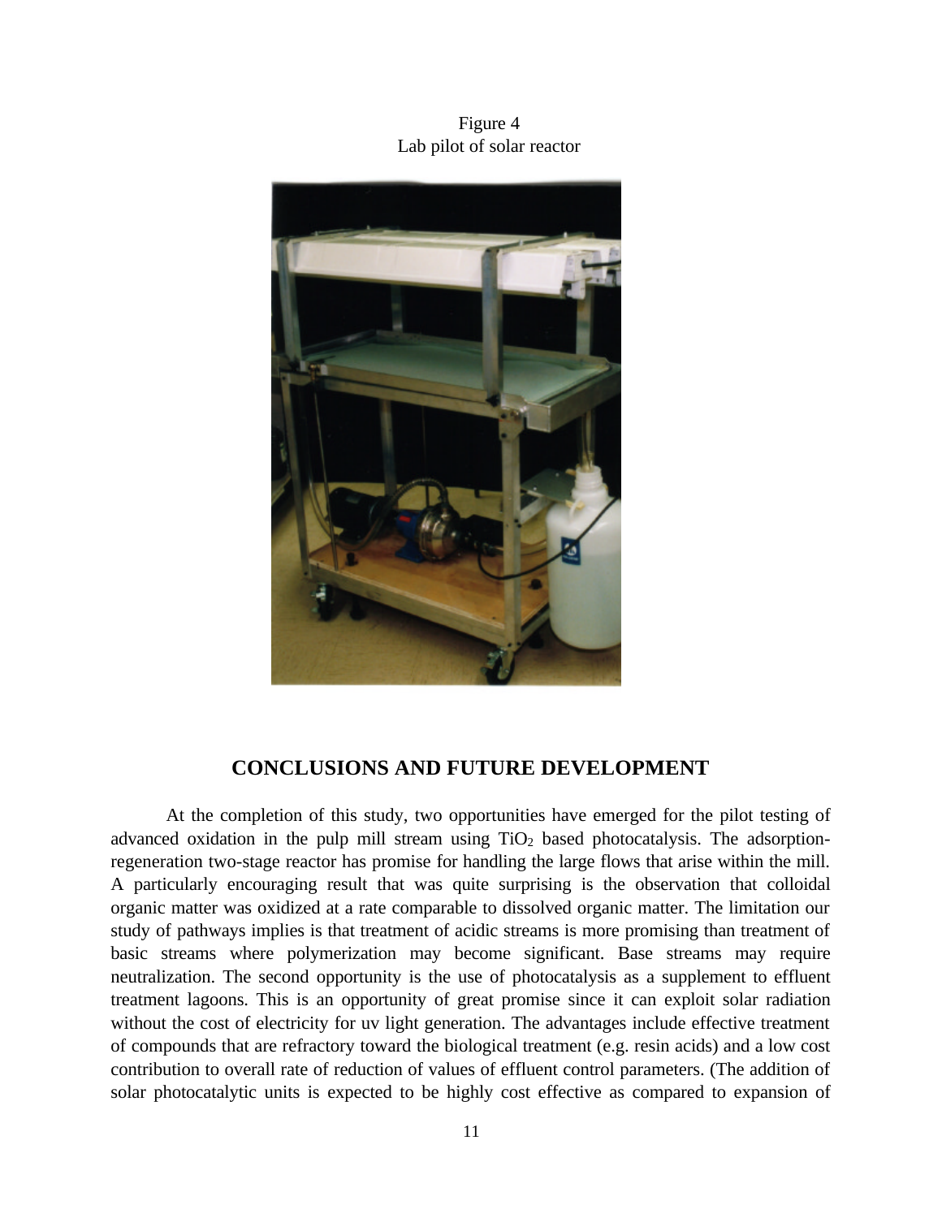Figure 4
Lab pilot of solar reactor

## CONCLUSIONS AND FUTURE DEVELOPMENT

At the completion of this study, two opportunities have emerged for the pilot testing of advanced oxidation in the pulp mill stream using $TiO_2$ based photocatalysis. The adsorption-regeneration two-stage reactor has promise for handling the large flows that arise within the mill. A particularly encouraging result that was quite surprising is the observation that colloidal organic matter was oxidized at a rate comparable to dissolved organic matter. The limitation our study of pathways implies is that treatment of acidic streams is more promising than treatment of basic streams where polymerization may become significant. Base streams may require neutralization. The second opportunity is the use of photocatalysis as a supplement to effluent treatment lagoons. This is an opportunity of great promise since it can exploit solar radiation without the cost of electricity for uv light generation. The advantages include effective treatment of compounds that are refractory toward the biological treatment (e.g. resin acids) and a low cost contribution to overall rate of reduction of values of effluent control parameters. (The addition of solar photocatalytic units is expected to be highly cost effective as compared to expansion of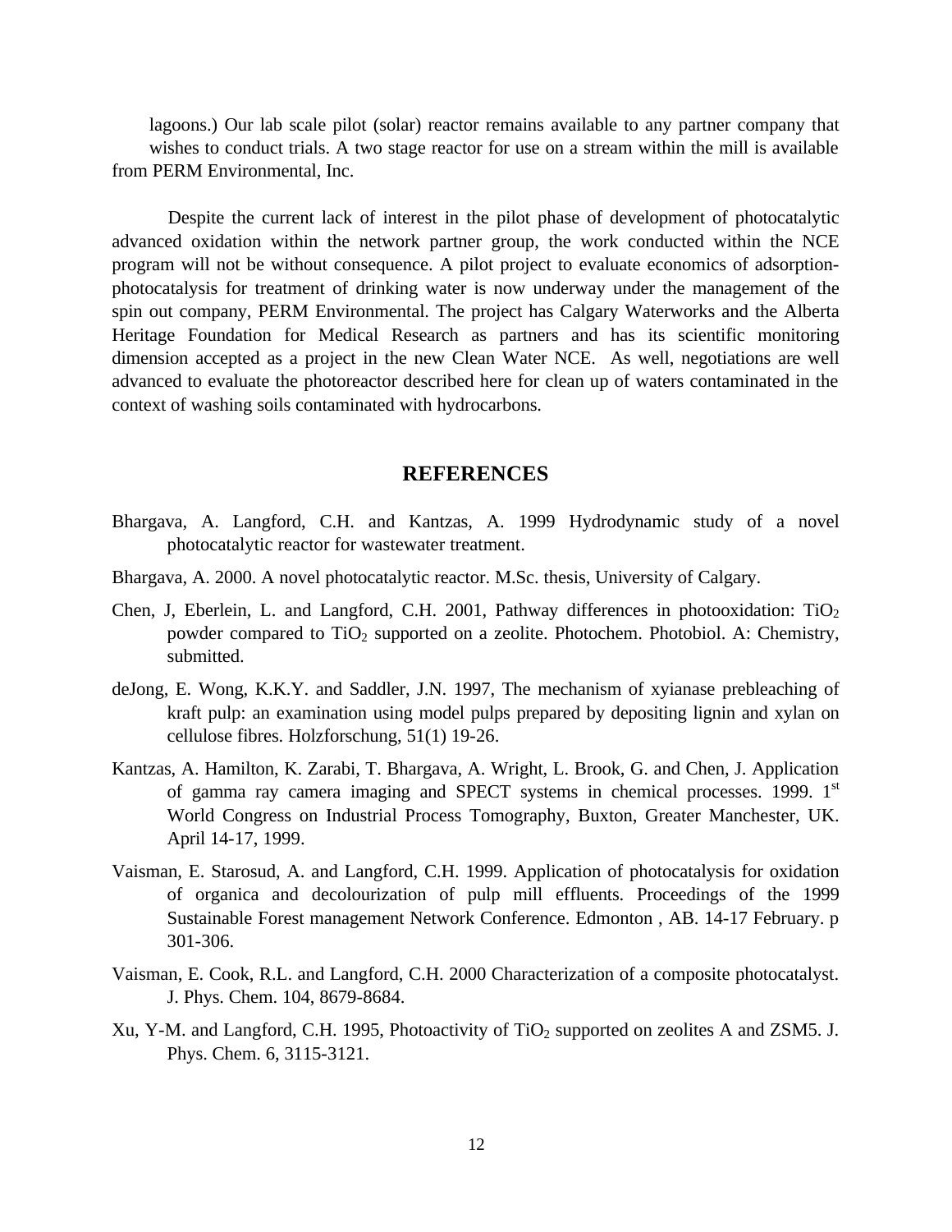lagoons.) Our lab scale pilot (solar) reactor remains available to any partner company that wishes to conduct trials. A two stage reactor for use on a stream within the mill is available from PERM Environmental, Inc.

Despite the current lack of interest in the pilot phase of development of photocatalytic advanced oxidation within the network partner group, the work conducted within the NCE program will not be without consequence. A pilot project to evaluate economics of adsorption-photocatalysis for treatment of drinking water is now underway under the management of the spin out company, PERM Environmental. The project has Calgary Waterworks and the Alberta Heritage Foundation for Medical Research as partners and has its scientific monitoring dimension accepted as a project in the new Clean Water NCE. As well, negotiations are well advanced to evaluate the photoreactor described here for clean up of waters contaminated in the context of washing soils contaminated with hydrocarbons.

## REFERENCES

Bhargava, A. Langford, C.H. and Kantzas, A. 1999 Hydrodynamic study of a novel photocatalytic reactor for wastewater treatment.

Bhargava, A. 2000. A novel photocatalytic reactor. M.Sc. thesis, University of Calgary.

Chen, J, Eberlein, L. and Langford, C.H. 2001, Pathway differences in photooxidation: $TiO_2$ powder compared to $TiO_2$ supported on a zeolite. Photochem. Photobiol. A: Chemistry, submitted.

deJong, E. Wong, K.K.Y. and Saddler, J.N. 1997, The mechanism of xyianase prebleaching of kraft pulp: an examination using model pulps prepared by depositing lignin and xylan on cellulose fibres. Holzforschung, 51(1) 19-26.

Kantzas, A. Hamilton, K. Zarabi, T. Bhargava, A. Wright, L. Brook, G. and Chen, J. Application of gamma ray camera imaging and SPECT systems in chemical processes. 1999. 1st World Congress on Industrial Process Tomography, Buxton, Greater Manchester, UK. April 14-17, 1999.

Vaisman, E. Starosud, A. and Langford, C.H. 1999. Application of photocatalysis for oxidation of organica and decolourization of pulp mill effluents. Proceedings of the 1999 Sustainable Forest management Network Conference. Edmonton , AB. 14-17 February. p 301-306.

Vaisman, E. Cook, R.L. and Langford, C.H. 2000 Characterization of a composite photocatalyst. J. Phys. Chem. 104, 8679-8684.

Xu, Y-M. and Langford, C.H. 1995, Photoactivity of $TiO_2$ supported on zeolites A and ZSM5. J. Phys. Chem. 6, 3115-3121.